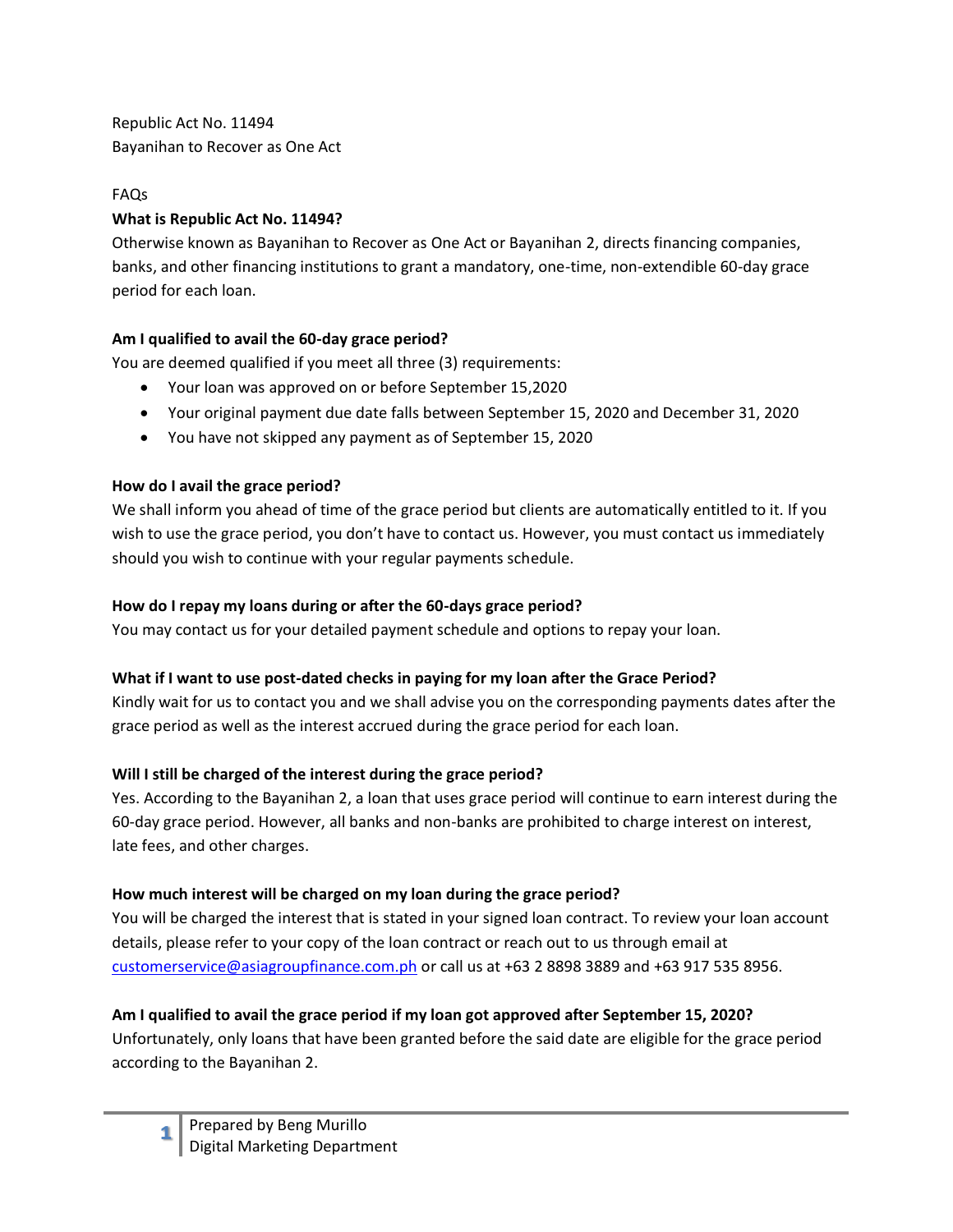Republic Act No. 11494
Bayanihan to Recover as One Act

FAQs

**What is Republic Act No. 11494?**

Otherwise known as Bayanihan to Recover as One Act or Bayanihan 2, directs financing companies, banks, and other financing institutions to grant a mandatory, one-time, non-extendible 60-day grace period for each loan.

**Am I qualified to avail the 60-day grace period?**

You are deemed qualified if you meet all three (3) requirements:

- Your loan was approved on or before September 15,2020
- Your original payment due date falls between September 15, 2020 and December 31, 2020
- You have not skipped any payment as of September 15, 2020

**How do I avail the grace period?**

We shall inform you ahead of time of the grace period but clients are automatically entitled to it. If you wish to use the grace period, you don't have to contact us. However, you must contact us immediately should you wish to continue with your regular payments schedule.

**How do I repay my loans during or after the 60-days grace period?**

You may contact us for your detailed payment schedule and options to repay your loan.

**What if I want to use post-dated checks in paying for my loan after the Grace Period?**

Kindly wait for us to contact you and we shall advise you on the corresponding payments dates after the grace period as well as the interest accrued during the grace period for each loan.

**Will I still be charged of the interest during the grace period?**

Yes. According to the Bayanihan 2, a loan that uses grace period will continue to earn interest during the 60-day grace period. However, all banks and non-banks are prohibited to charge interest on interest, late fees, and other charges.

**How much interest will be charged on my loan during the grace period?**

You will be charged the interest that is stated in your signed loan contract. To review your loan account details, please refer to your copy of the loan contract or reach out to us through email at customerservice@asiagroupfinance.com.ph or call us at +63 2 8898 3889 and +63 917 535 8956.

**Am I qualified to avail the grace period if my loan got approved after September 15, 2020?**

Unfortunately, only loans that have been granted before the said date are eligible for the grace period according to the Bayanihan 2.

Prepared by Beng Murillo
Digital Marketing Department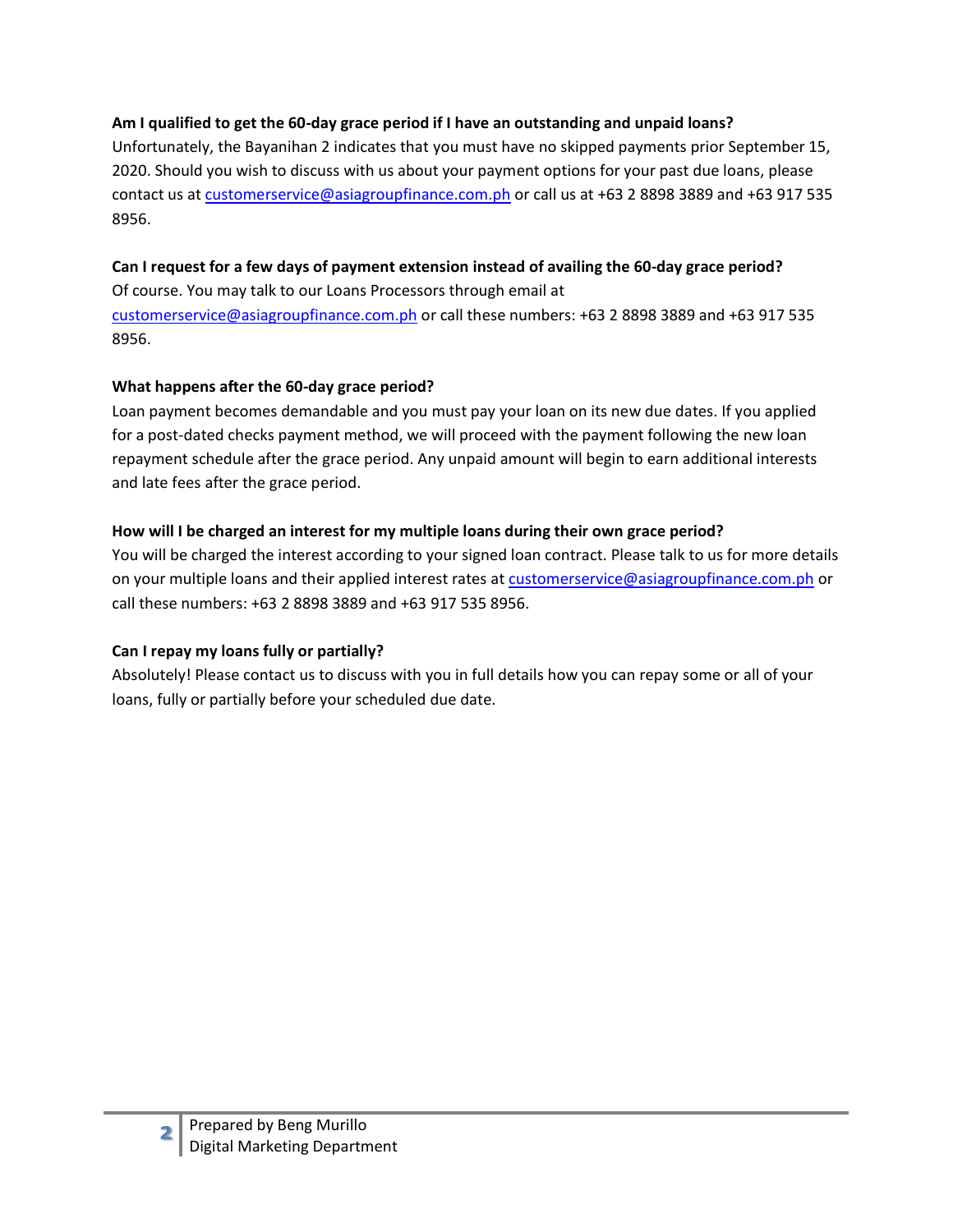**Am I qualified to get the 60-day grace period if I have an outstanding and unpaid loans?**

Unfortunately, the Bayanihan 2 indicates that you must have no skipped payments prior September 15, 2020. Should you wish to discuss with us about your payment options for your past due loans, please contact us at customerservice@asiagroupfinance.com.ph or call us at +63 2 8898 3889 and +63 917 535 8956.

**Can I request for a few days of payment extension instead of availing the 60-day grace period?**

Of course. You may talk to our Loans Processors through email at customerservice@asiagroupfinance.com.ph or call these numbers: +63 2 8898 3889 and +63 917 535 8956.

**What happens after the 60-day grace period?**

Loan payment becomes demandable and you must pay your loan on its new due dates. If you applied for a post-dated checks payment method, we will proceed with the payment following the new loan repayment schedule after the grace period. Any unpaid amount will begin to earn additional interests and late fees after the grace period.

**How will I be charged an interest for my multiple loans during their own grace period?**

You will be charged the interest according to your signed loan contract. Please talk to us for more details on your multiple loans and their applied interest rates at customerservice@asiagroupfinance.com.ph or call these numbers: +63 2 8898 3889 and +63 917 535 8956.

**Can I repay my loans fully or partially?**

Absolutely! Please contact us to discuss with you in full details how you can repay some or all of your loans, fully or partially before your scheduled due date.